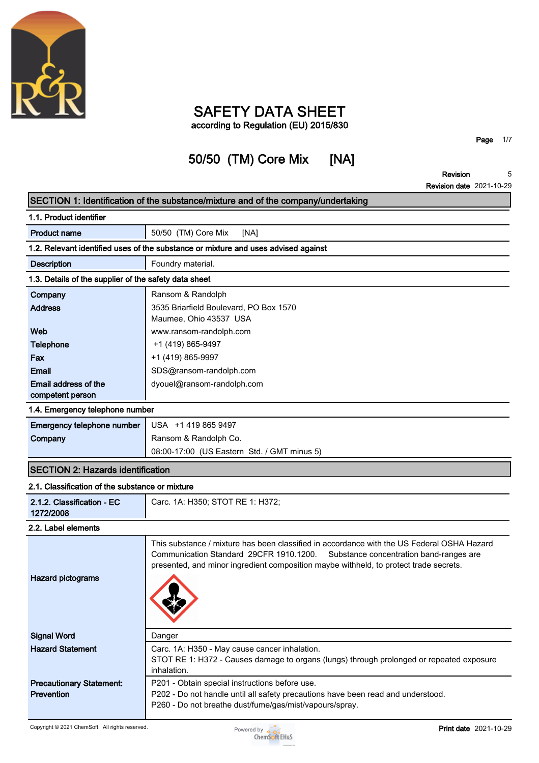# SAFETY DATA SHEET

according to Regulation (EU) 2015/830

## 50/50 (TM) Core Mix [NA]

Revision 5
Revision date 2021-10-29

## SECTION 1: Identification of the substance/mixture and of the company/undertaking

### 1.1. Product identifier

| | |
|---|---|
| **Product name** | 50/50 (TM) Core Mix [NA] |

### 1.2. Relevant identified uses of the substance or mixture and uses advised against

| | |
|---|---|
| **Description** | Foundry material. |

### 1.3. Details of the supplier of the safety data sheet

| | |
|---|---|
| **Company** | Ransom & Randolph |
| **Address** | 3535 Briarfield Boulevard, PO Box 1570<br>Maumee, Ohio 43537 USA |
| **Web** | www.ransom-randolph.com |
| **Telephone** | +1 (419) 865-9497 |
| **Fax** | +1 (419) 865-9997 |
| **Email** | SDS@ransom-randolph.com |
| **Email address of the competent person** | dyouel@ransom-randolph.com |

### 1.4. Emergency telephone number

| | |
|---|---|
| **Emergency telephone number** | USA +1 419 865 9497 |
| **Company** | Ransom & Randolph Co.<br>08:00-17:00 (US Eastern Std. / GMT minus 5) |

## SECTION 2: Hazards identification

### 2.1. Classification of the substance or mixture

| | |
|---|---|
| **2.1.2. Classification - EC 1272/2008** | Carc. 1A: H350; STOT RE 1: H372; |

### 2.2. Label elements

| | |
|---|---|
| **Hazard pictograms** | This substance / mixture has been classified in accordance with the US Federal OSHA Hazard Communication Standard 29CFR 1910.1200. Substance concentration band-ranges are presented, and minor ingredient composition maybe withheld, to protect trade secrets. |
| **Signal Word** | Danger |
| **Hazard Statement** | Carc. 1A: H350 - May cause cancer inhalation.<br>STOT RE 1: H372 - Causes damage to organs (lungs) through prolonged or repeated exposure inhalation. |
| **Precautionary Statement: Prevention** | P201 - Obtain special instructions before use.<br>P202 - Do not handle until all safety precautions have been read and understood.<br>P260 - Do not breathe dust/fume/gas/mist/vapours/spray. |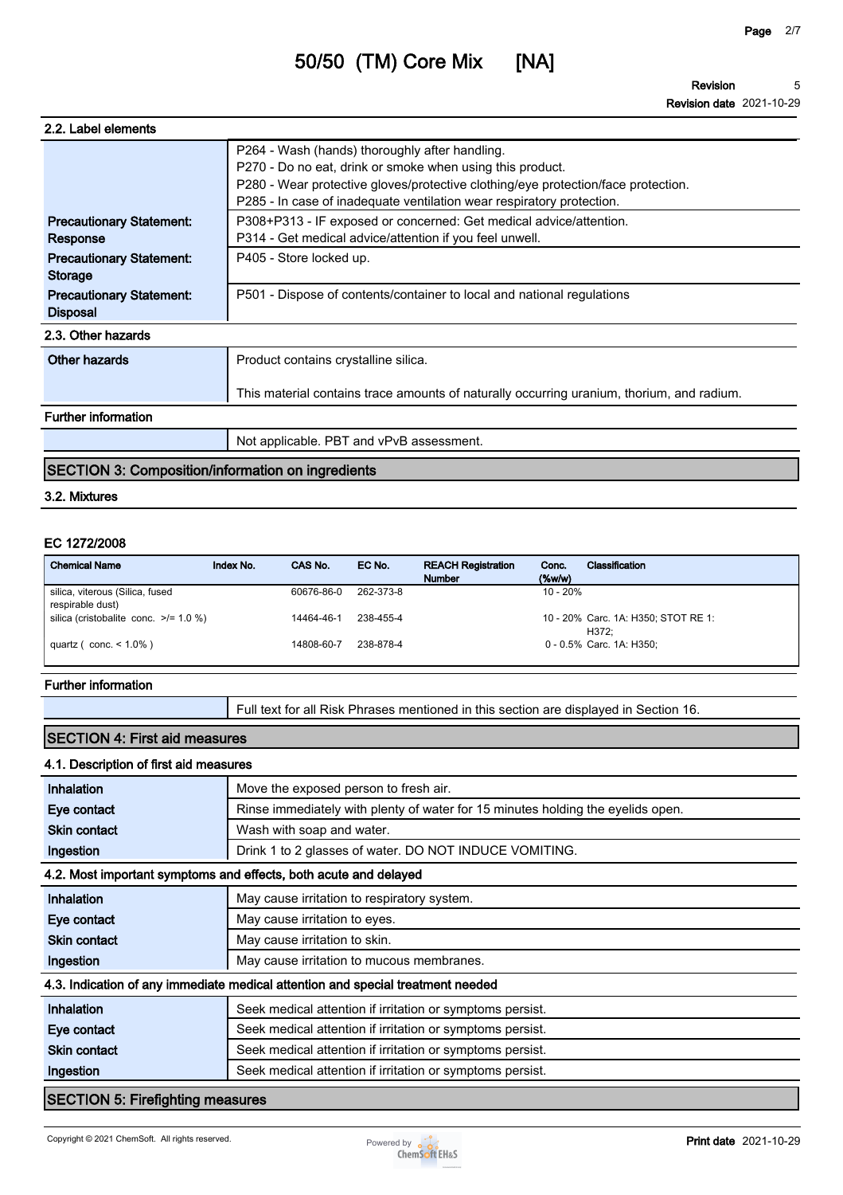# 50/50 (TM) Core Mix [NA]

**Revision** 5
**Revision date** 2021-10-29

## 2.2. Label elements

| | |
|---|---|
| | P264 - Wash (hands) thoroughly after handling.<br>P270 - Do no eat, drink or smoke when using this product.<br>P280 - Wear protective gloves/protective clothing/eye protection/face protection.<br>P285 - In case of inadequate ventilation wear respiratory protection. |
| **Precautionary Statement: Response** | P308+P313 - IF exposed or concerned: Get medical advice/attention.<br>P314 - Get medical advice/attention if you feel unwell. |
| **Precautionary Statement: Storage** | P405 - Store locked up. |
| **Precautionary Statement: Disposal** | P501 - Dispose of contents/container to local and national regulations |

## 2.3. Other hazards

| | |
|---|---|
| **Other hazards** | Product contains crystalline silica.<br><br>This material contains trace amounts of naturally occurring uranium, thorium, and radium. |

**Further information**

| | |
|---|---|
| | Not applicable. PBT and vPvB assessment. |

## SECTION 3: Composition/information on ingredients

### 3.2. Mixtures

**EC 1272/2008**

| Chemical Name | Index No. | CAS No. | EC No. | REACH Registration Number | Conc. (%w/w) | Classification |
|---|---|---|---|---|---|---|
| silica, viterous (Silica, fused respirable dust) | | 60676-86-0 | 262-373-8 | | 10 - 20% | |
| silica (cristobalite conc. >/= 1.0 %) | | 14464-46-1 | 238-455-4 | | 10 - 20% | Carc. 1A: H350; STOT RE 1: H372; |
| quartz ( conc. < 1.0% ) | | 14808-60-7 | 238-878-4 | | 0 - 0.5% | Carc. 1A: H350; |

**Further information**

| | |
|---|---|
| | Full text for all Risk Phrases mentioned in this section are displayed in Section 16. |

## SECTION 4: First aid measures

### 4.1. Description of first aid measures

| | |
|---|---|
| **Inhalation** | Move the exposed person to fresh air. |
| **Eye contact** | Rinse immediately with plenty of water for 15 minutes holding the eyelids open. |
| **Skin contact** | Wash with soap and water. |
| **Ingestion** | Drink 1 to 2 glasses of water. DO NOT INDUCE VOMITING. |

### 4.2. Most important symptoms and effects, both acute and delayed

| | |
|---|---|
| **Inhalation** | May cause irritation to respiratory system. |
| **Eye contact** | May cause irritation to eyes. |
| **Skin contact** | May cause irritation to skin. |
| **Ingestion** | May cause irritation to mucous membranes. |

### 4.3. Indication of any immediate medical attention and special treatment needed

| | |
|---|---|
| **Inhalation** | Seek medical attention if irritation or symptoms persist. |
| **Eye contact** | Seek medical attention if irritation or symptoms persist. |
| **Skin contact** | Seek medical attention if irritation or symptoms persist. |
| **Ingestion** | Seek medical attention if irritation or symptoms persist. |

## SECTION 5: Firefighting measures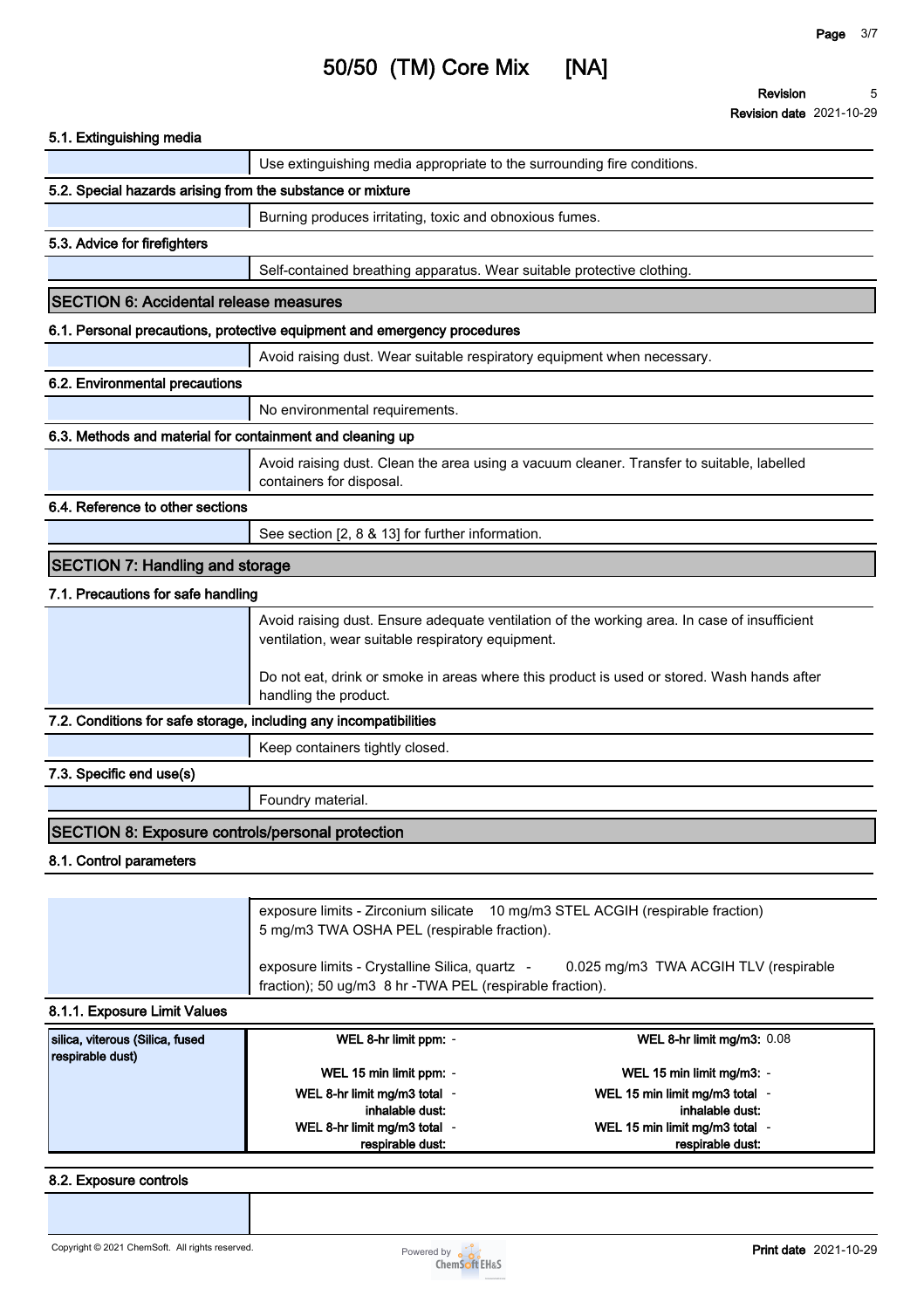#### 5.1. Extinguishing media

Use extinguishing media appropriate to the surrounding fire conditions.

#### 5.2. Special hazards arising from the substance or mixture

Burning produces irritating, toxic and obnoxious fumes.

#### 5.3. Advice for firefighters

Self-contained breathing apparatus. Wear suitable protective clothing.

## SECTION 6: Accidental release measures

#### 6.1. Personal precautions, protective equipment and emergency procedures

Avoid raising dust. Wear suitable respiratory equipment when necessary.

#### 6.2. Environmental precautions

No environmental requirements.

#### 6.3. Methods and material for containment and cleaning up

Avoid raising dust. Clean the area using a vacuum cleaner. Transfer to suitable, labelled containers for disposal.

#### 6.4. Reference to other sections

See section [2, 8 & 13] for further information.

## SECTION 7: Handling and storage

#### 7.1. Precautions for safe handling

Avoid raising dust. Ensure adequate ventilation of the working area. In case of insufficient ventilation, wear suitable respiratory equipment.

Do not eat, drink or smoke in areas where this product is used or stored. Wash hands after handling the product.

#### 7.2. Conditions for safe storage, including any incompatibilities

Keep containers tightly closed.

#### 7.3. Specific end use(s)

Foundry material.

## SECTION 8: Exposure controls/personal protection

#### 8.1. Control parameters

exposure limits - Zirconium silicate 10 mg/m3 STEL ACGIH (respirable fraction) 5 mg/m3 TWA OSHA PEL (respirable fraction).

exposure limits - Crystalline Silica, quartz - 0.025 mg/m3 TWA ACGIH TLV (respirable fraction); 50 ug/m3 8 hr -TWA PEL (respirable fraction).

#### 8.1.1. Exposure Limit Values

| silica, viterous (Silica, fused respirable dust) | | |
|---|---|---|
| | **WEL 8-hr limit ppm:** - | **WEL 8-hr limit mg/m3:** 0.08 |
| | **WEL 15 min limit ppm:** - | **WEL 15 min limit mg/m3:** - |
| | **WEL 8-hr limit mg/m3 total inhalable dust:** - | **WEL 15 min limit mg/m3 total inhalable dust:** - |
| | **WEL 8-hr limit mg/m3 total respirable dust:** - | **WEL 15 min limit mg/m3 total respirable dust:** - |

#### 8.2. Exposure controls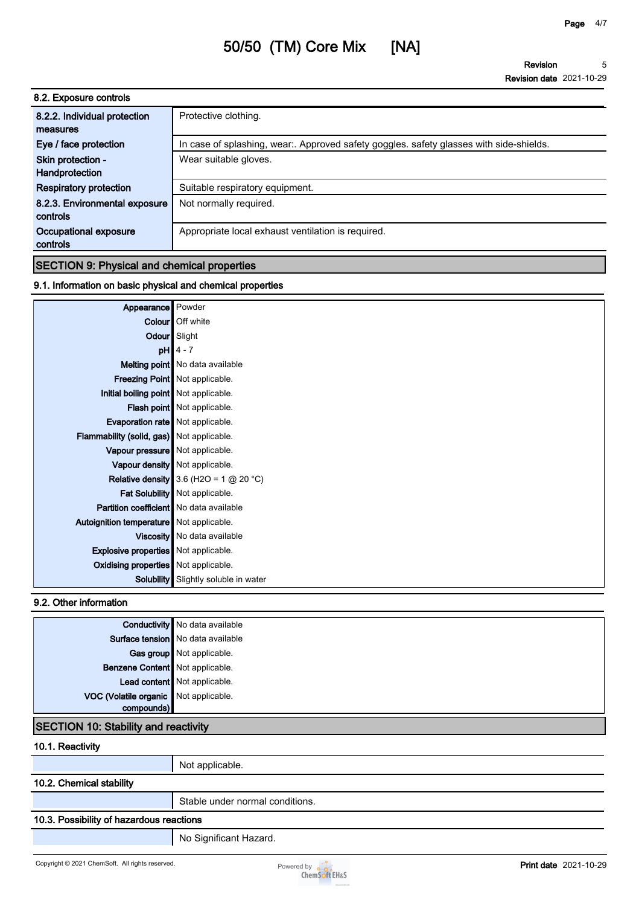### 8.2. Exposure controls

| | |
|---|---|
| 8.2.2. Individual protection measures | Protective clothing. |
| Eye / face protection | In case of splashing, wear:. Approved safety goggles. safety glasses with side-shields. |
| Skin protection - Handprotection | Wear suitable gloves. |
| Respiratory protection | Suitable respiratory equipment. |
| 8.2.3. Environmental exposure controls | Not normally required. |
| Occupational exposure controls | Appropriate local exhaust ventilation is required. |

## SECTION 9: Physical and chemical properties

### 9.1. Information on basic physical and chemical properties

| | |
|---|---|
| Appearance | Powder |
| Colour | Off white |
| Odour | Slight |
| pH | 4 - 7 |
| Melting point | No data available |
| Freezing Point | Not applicable. |
| Initial boiling point | Not applicable. |
| Flash point | Not applicable. |
| Evaporation rate | Not applicable. |
| Flammability (solid, gas) | Not applicable. |
| Vapour pressure | Not applicable. |
| Vapour density | Not applicable. |
| Relative density | 3.6 ($H_2O$ = 1 @ 20 °C) |
| Fat Solubility | Not applicable. |
| Partition coefficient | No data available |
| Autoignition temperature | Not applicable. |
| Viscosity | No data available |
| Explosive properties | Not applicable. |
| Oxidising properties | Not applicable. |
| Solubility | Slightly soluble in water |

### 9.2. Other information

| | |
|---|---|
| Conductivity | No data available |
| Surface tension | No data available |
| Gas group | Not applicable. |
| Benzene Content | Not applicable. |
| Lead content | Not applicable. |
| VOC (Volatile organic compounds) | Not applicable. |

## SECTION 10: Stability and reactivity

### 10.1. Reactivity

Not applicable.

### 10.2. Chemical stability

Stable under normal conditions.

### 10.3. Possibility of hazardous reactions

No Significant Hazard.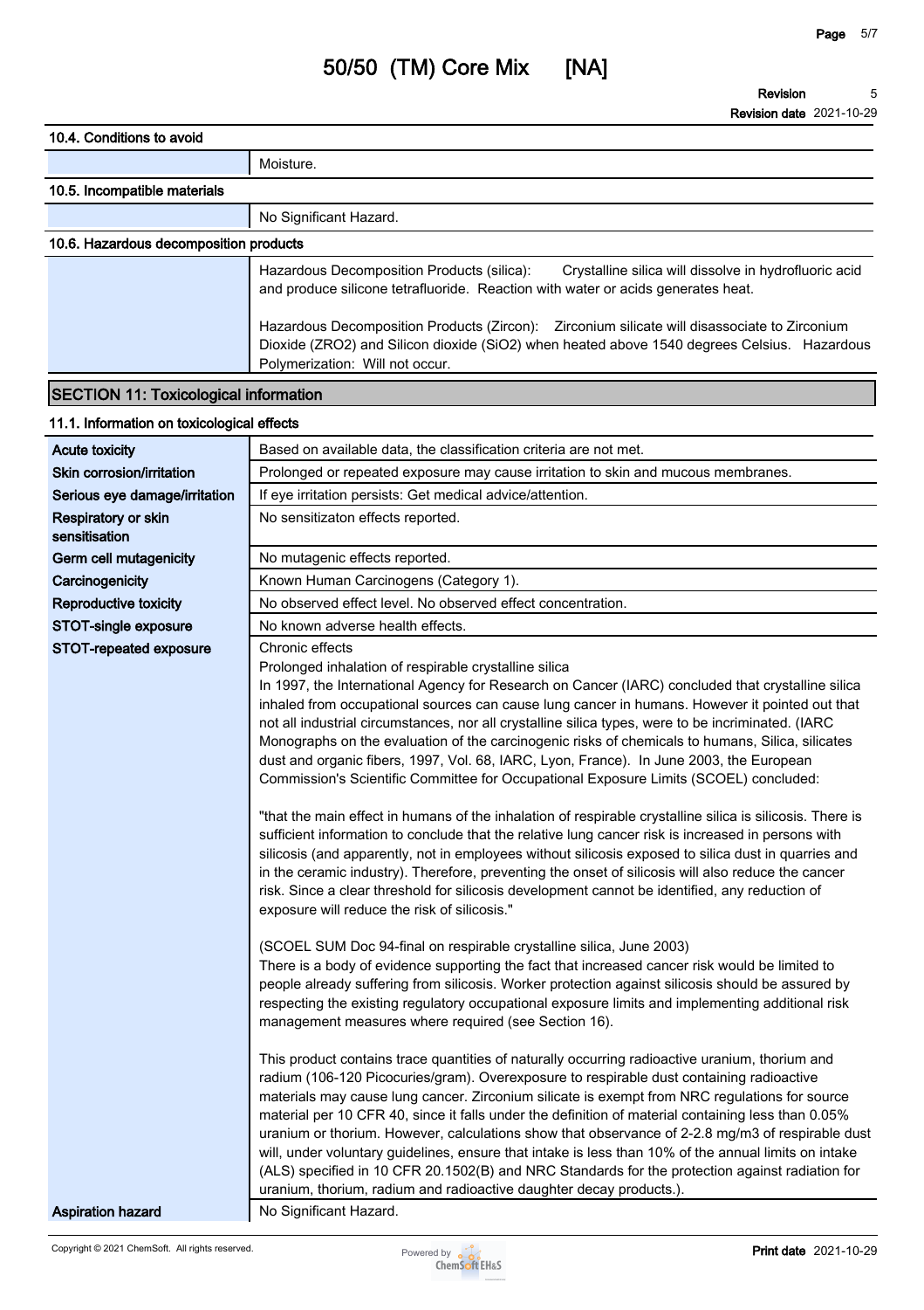### 10.4. Conditions to avoid

| | |
|---|---|
| | Moisture. |

### 10.5. Incompatible materials

| | |
|---|---|
| | No Significant Hazard. |

### 10.6. Hazardous decomposition products

| | |
|---|---|
| | Hazardous Decomposition Products (silica): Crystalline silica will dissolve in hydrofluoric acid and produce silicone tetrafluoride. Reaction with water or acids generates heat.<br><br>Hazardous Decomposition Products (Zircon): Zirconium silicate will disassociate to Zirconium Dioxide ($ZRO2$) and Silicon dioxide ($SiO_2$) when heated above 1540 degrees Celsius. Hazardous Polymerization: Will not occur. |

## SECTION 11: Toxicological information

### 11.1. Information on toxicological effects

| | |
|---|---|
| **Acute toxicity** | Based on available data, the classification criteria are not met. |
| **Skin corrosion/irritation** | Prolonged or repeated exposure may cause irritation to skin and mucous membranes. |
| **Serious eye damage/irritation** | If eye irritation persists: Get medical advice/attention. |
| **Respiratory or skin sensitisation** | No sensitizaton effects reported. |
| **Germ cell mutagenicity** | No mutagenic effects reported. |
| **Carcinogenicity** | Known Human Carcinogens (Category 1). |
| **Reproductive toxicity** | No observed effect level. No observed effect concentration. |
| **STOT-single exposure** | No known adverse health effects. |
| **STOT-repeated exposure** | Chronic effects<br>Prolonged inhalation of respirable crystalline silica<br>In 1997, the International Agency for Research on Cancer (IARC) concluded that crystalline silica inhaled from occupational sources can cause lung cancer in humans. However it pointed out that not all industrial circumstances, nor all crystalline silica types, were to be incriminated. (IARC Monographs on the evaluation of the carcinogenic risks of chemicals to humans, Silica, silicates dust and organic fibers, 1997, Vol. 68, IARC, Lyon, France). In June 2003, the European Commission's Scientific Committee for Occupational Exposure Limits (SCOEL) concluded:<br><br>"that the main effect in humans of the inhalation of respirable crystalline silica is silicosis. There is sufficient information to conclude that the relative lung cancer risk is increased in persons with silicosis (and apparently, not in employees without silicosis exposed to silica dust in quarries and in the ceramic industry). Therefore, preventing the onset of silicosis will also reduce the cancer risk. Since a clear threshold for silicosis development cannot be identified, any reduction of exposure will reduce the risk of silicosis."<br><br>(SCOEL SUM Doc 94-final on respirable crystalline silica, June 2003)<br>There is a body of evidence supporting the fact that increased cancer risk would be limited to people already suffering from silicosis. Worker protection against silicosis should be assured by respecting the existing regulatory occupational exposure limits and implementing additional risk management measures where required (see Section 16).<br><br>This product contains trace quantities of naturally occurring radioactive uranium, thorium and radium (106-120 Picocuries/gram). Overexposure to respirable dust containing radioactive materials may cause lung cancer. Zirconium silicate is exempt from NRC regulations for source material per 10 CFR 40, since it falls under the definition of material containing less than 0.05% uranium or thorium. However, calculations show that observance of 2-2.8 mg/m3 of respirable dust will, under voluntary guidelines, ensure that intake is less than 10% of the annual limits on intake (ALS) specified in 10 CFR 20.1502(B) and NRC Standards for the protection against radiation for uranium, thorium, radium and radioactive daughter decay products.). |
| **Aspiration hazard** | No Significant Hazard. |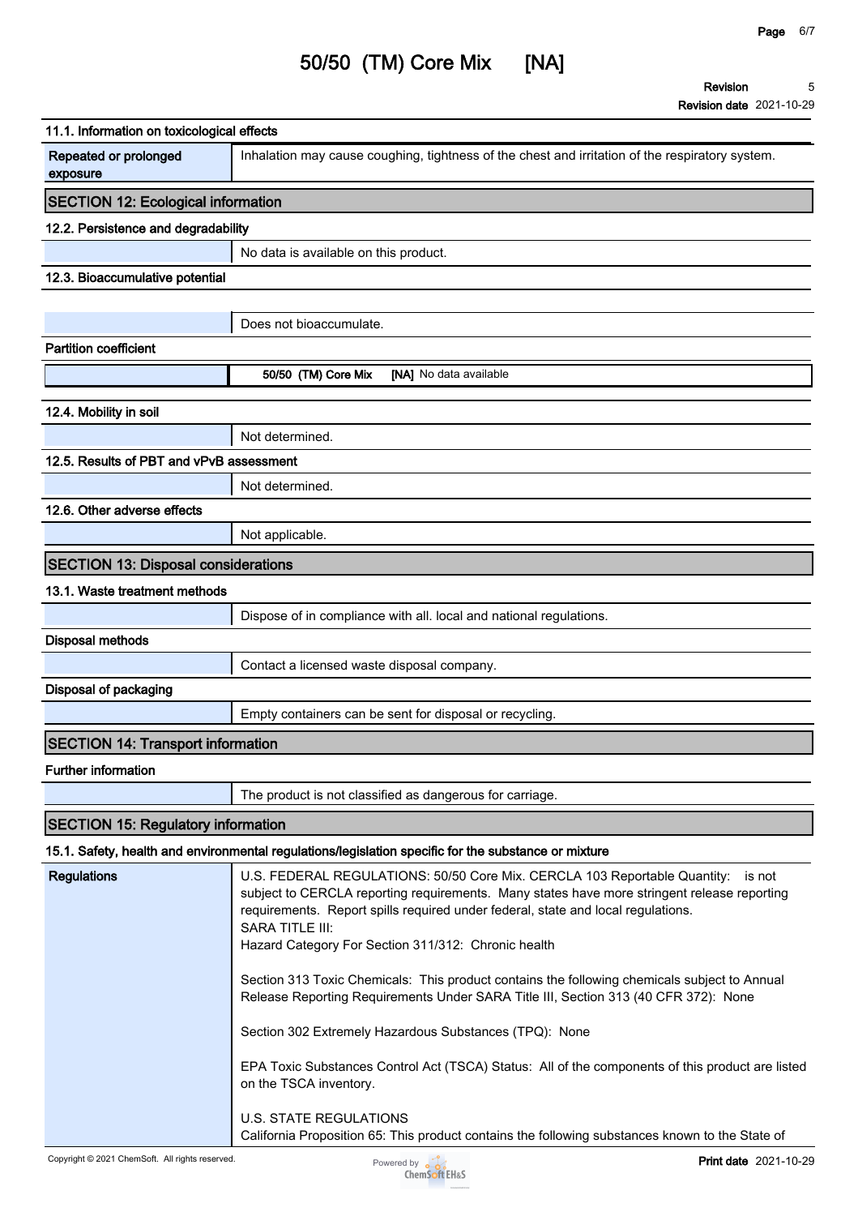### 11.1. Information on toxicological effects

| | |
|---|---|
| **Repeated or prolonged exposure** | Inhalation may cause coughing, tightness of the chest and irritation of the respiratory system. |

## SECTION 12: Ecological information

### 12.2. Persistence and degradability

No data is available on this product.

### 12.3. Bioaccumulative potential

Does not bioaccumulate.

**Partition coefficient**

| | |
|---|---|
| **50/50 (TM) Core Mix [NA]** | No data available |

### 12.4. Mobility in soil

Not determined.

### 12.5. Results of PBT and vPvB assessment

Not determined.

### 12.6. Other adverse effects

Not applicable.

## SECTION 13: Disposal considerations

### 13.1. Waste treatment methods

Dispose of in compliance with all. local and national regulations.

**Disposal methods**

Contact a licensed waste disposal company.

**Disposal of packaging**

Empty containers can be sent for disposal or recycling.

## SECTION 14: Transport information

**Further information**

The product is not classified as dangerous for carriage.

## SECTION 15: Regulatory information

### 15.1. Safety, health and environmental regulations/legislation specific for the substance or mixture

**Regulations**

U.S. FEDERAL REGULATIONS: 50/50 Core Mix. CERCLA 103 Reportable Quantity: is not subject to CERCLA reporting requirements. Many states have more stringent release reporting requirements. Report spills required under federal, state and local regulations.
SARA TITLE III:
Hazard Category For Section 311/312: Chronic health

Section 313 Toxic Chemicals: This product contains the following chemicals subject to Annual Release Reporting Requirements Under SARA Title III, Section 313 (40 CFR 372): None

Section 302 Extremely Hazardous Substances (TPQ): None

EPA Toxic Substances Control Act (TSCA) Status: All of the components of this product are listed on the TSCA inventory.

U.S. STATE REGULATIONS
California Proposition 65: This product contains the following substances known to the State of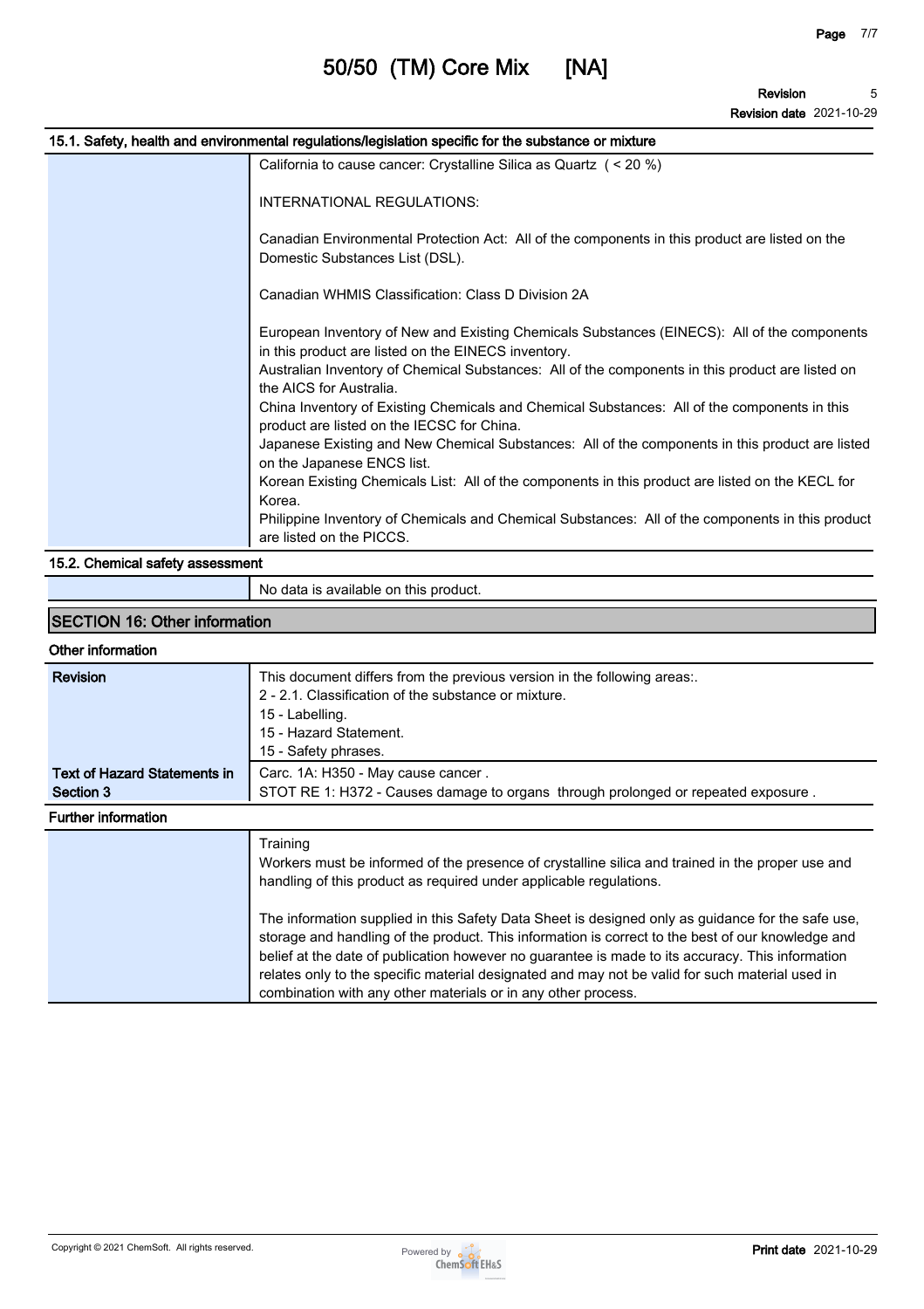### 15.1. Safety, health and environmental regulations/legislation specific for the substance or mixture

| | |
|---|---|
| | California to cause cancer: Crystalline Silica as Quartz ( < 20 %)<br><br>INTERNATIONAL REGULATIONS:<br><br>Canadian Environmental Protection Act: All of the components in this product are listed on the Domestic Substances List (DSL).<br><br>Canadian WHMIS Classification: Class D Division 2A<br><br>European Inventory of New and Existing Chemicals Substances (EINECS): All of the components in this product are listed on the EINECS inventory.<br>Australian Inventory of Chemical Substances: All of the components in this product are listed on the AICS for Australia.<br>China Inventory of Existing Chemicals and Chemical Substances: All of the components in this product are listed on the IECSC for China.<br>Japanese Existing and New Chemical Substances: All of the components in this product are listed on the Japanese ENCS list.<br>Korean Existing Chemicals List: All of the components in this product are listed on the KECL for Korea.<br>Philippine Inventory of Chemicals and Chemical Substances: All of the components in this product are listed on the PICCS. |

### 15.2. Chemical safety assessment

| | |
|---|---|
| | No data is available on this product. |

## SECTION 16: Other information

### Other information

| | |
|---|---|
| **Revision** | This document differs from the previous version in the following areas:.<br>2 - 2.1. Classification of the substance or mixture.<br>15 - Labelling.<br>15 - Hazard Statement.<br>15 - Safety phrases. |
| **Text of Hazard Statements in Section 3** | Carc. 1A: H350 - May cause cancer .<br>STOT RE 1: H372 - Causes damage to organs through prolonged or repeated exposure . |

### Further information

| | |
|---|---|
| | Training<br>Workers must be informed of the presence of crystalline silica and trained in the proper use and handling of this product as required under applicable regulations.<br><br>The information supplied in this Safety Data Sheet is designed only as guidance for the safe use, storage and handling of the product. This information is correct to the best of our knowledge and belief at the date of publication however no guarantee is made to its accuracy. This information relates only to the specific material designated and may not be valid for such material used in combination with any other materials or in any other process. |